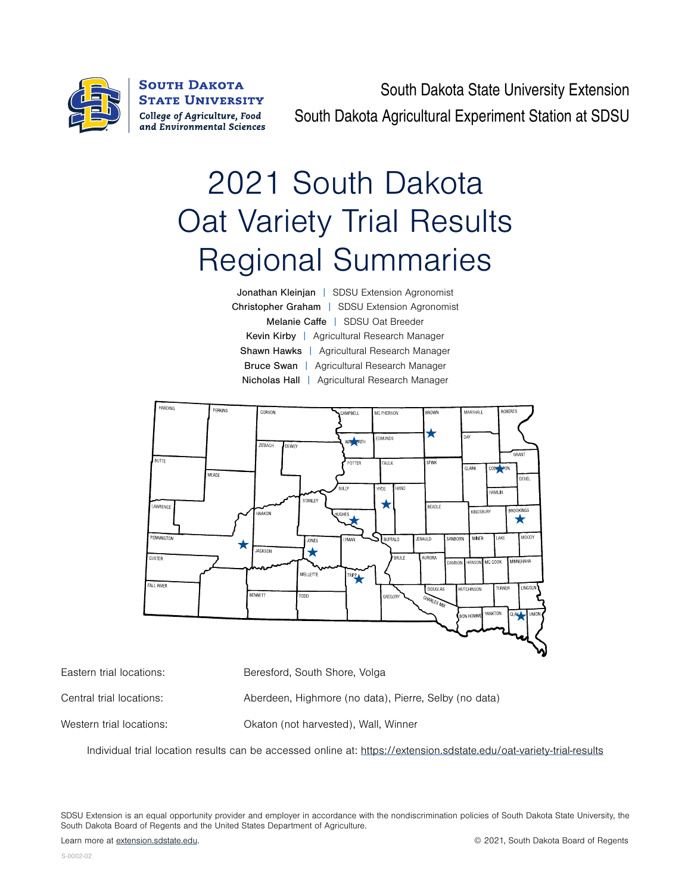South Dakota State University
College of Agriculture, Food and Environmental Sciences

South Dakota State University Extension
South Dakota Agricultural Experiment Station at SDSU

# 2021 South Dakota Oat Variety Trial Results Regional Summaries

Jonathan Kleinjan | SDSU Extension Agronomist
Christopher Graham | SDSU Extension Agronomist
Melanie Caffe | SDSU Oat Breeder
Kevin Kirby | Agricultural Research Manager
Shawn Hawks | Agricultural Research Manager
Bruce Swan | Agricultural Research Manager
Nicholas Hall | Agricultural Research Manager

Eastern trial locations: Beresford, South Shore, Volga

Central trial locations: Aberdeen, Highmore (no data), Pierre, Selby (no data)

Western trial locations: Okaton (not harvested), Wall, Winner

Individual trial location results can be accessed online at: https://extension.sdstate.edu/oat-variety-trial-results

SDSU Extension is an equal opportunity provider and employer in accordance with the nondiscrimination policies of South Dakota State University, the South Dakota Board of Regents and the United States Department of Agriculture.

Learn more at extension.sdstate.edu.

© 2021, South Dakota Board of Regents

S-0002-02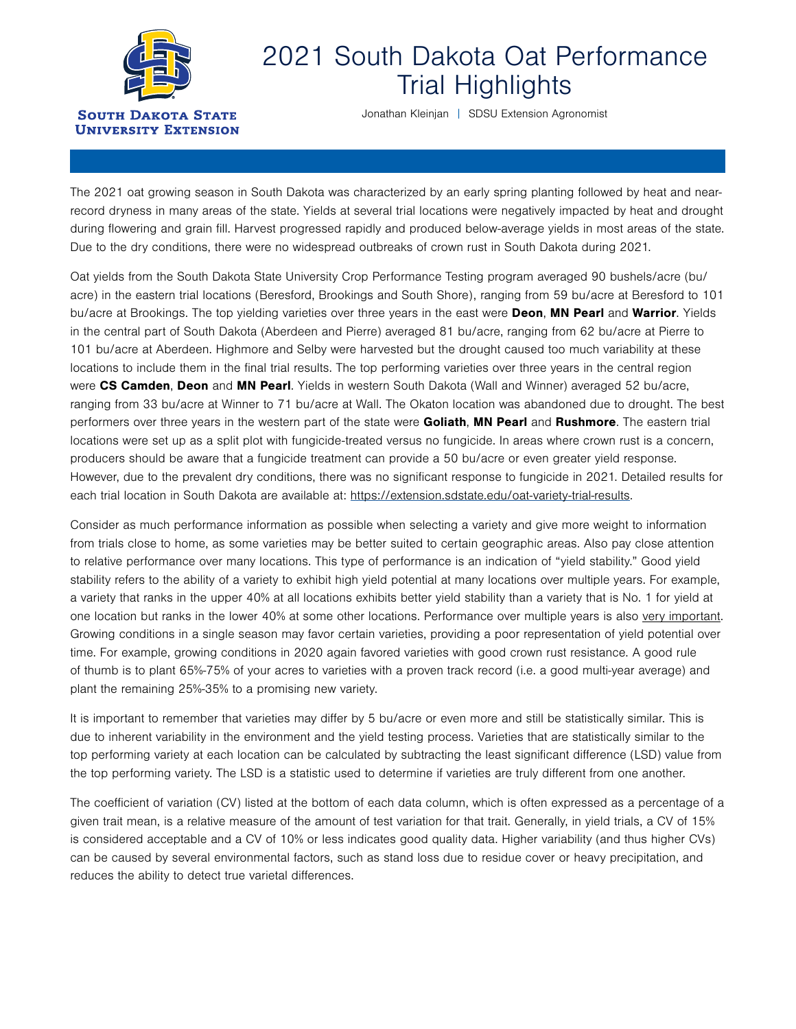# 2021 South Dakota Oat Performance Trial Highlights

Jonathan Kleinjan | SDSU Extension Agronomist

The 2021 oat growing season in South Dakota was characterized by an early spring planting followed by heat and near-record dryness in many areas of the state. Yields at several trial locations were negatively impacted by heat and drought during flowering and grain fill. Harvest progressed rapidly and produced below-average yields in most areas of the state. Due to the dry conditions, there were no widespread outbreaks of crown rust in South Dakota during 2021.

Oat yields from the South Dakota State University Crop Performance Testing program averaged 90 bushels/acre (bu/acre) in the eastern trial locations (Beresford, Brookings and South Shore), ranging from 59 bu/acre at Beresford to 101 bu/acre at Brookings. The top yielding varieties over three years in the east were **Deon**, **MN Pearl** and **Warrior**. Yields in the central part of South Dakota (Aberdeen and Pierre) averaged 81 bu/acre, ranging from 62 bu/acre at Pierre to 101 bu/acre at Aberdeen. Highmore and Selby were harvested but the drought caused too much variability at these locations to include them in the final trial results. The top performing varieties over three years in the central region were **CS Camden**, **Deon** and **MN Pearl**. Yields in western South Dakota (Wall and Winner) averaged 52 bu/acre, ranging from 33 bu/acre at Winner to 71 bu/acre at Wall. The Okaton location was abandoned due to drought. The best performers over three years in the western part of the state were **Goliath**, **MN Pearl** and **Rushmore**. The eastern trial locations were set up as a split plot with fungicide-treated versus no fungicide. In areas where crown rust is a concern, producers should be aware that a fungicide treatment can provide a 50 bu/acre or even greater yield response. However, due to the prevalent dry conditions, there was no significant response to fungicide in 2021. Detailed results for each trial location in South Dakota are available at: https://extension.sdstate.edu/oat-variety-trial-results.

Consider as much performance information as possible when selecting a variety and give more weight to information from trials close to home, as some varieties may be better suited to certain geographic areas. Also pay close attention to relative performance over many locations. This type of performance is an indication of "yield stability." Good yield stability refers to the ability of a variety to exhibit high yield potential at many locations over multiple years. For example, a variety that ranks in the upper 40% at all locations exhibits better yield stability than a variety that is No. 1 for yield at one location but ranks in the lower 40% at some other locations. Performance over multiple years is also very important. Growing conditions in a single season may favor certain varieties, providing a poor representation of yield potential over time. For example, growing conditions in 2020 again favored varieties with good crown rust resistance. A good rule of thumb is to plant 65%-75% of your acres to varieties with a proven track record (i.e. a good multi-year average) and plant the remaining 25%-35% to a promising new variety.

It is important to remember that varieties may differ by 5 bu/acre or even more and still be statistically similar. This is due to inherent variability in the environment and the yield testing process. Varieties that are statistically similar to the top performing variety at each location can be calculated by subtracting the least significant difference (LSD) value from the top performing variety. The LSD is a statistic used to determine if varieties are truly different from one another.

The coefficient of variation (CV) listed at the bottom of each data column, which is often expressed as a percentage of a given trait mean, is a relative measure of the amount of test variation for that trait. Generally, in yield trials, a CV of 15% is considered acceptable and a CV of 10% or less indicates good quality data. Higher variability (and thus higher CVs) can be caused by several environmental factors, such as stand loss due to residue cover or heavy precipitation, and reduces the ability to detect true varietal differences.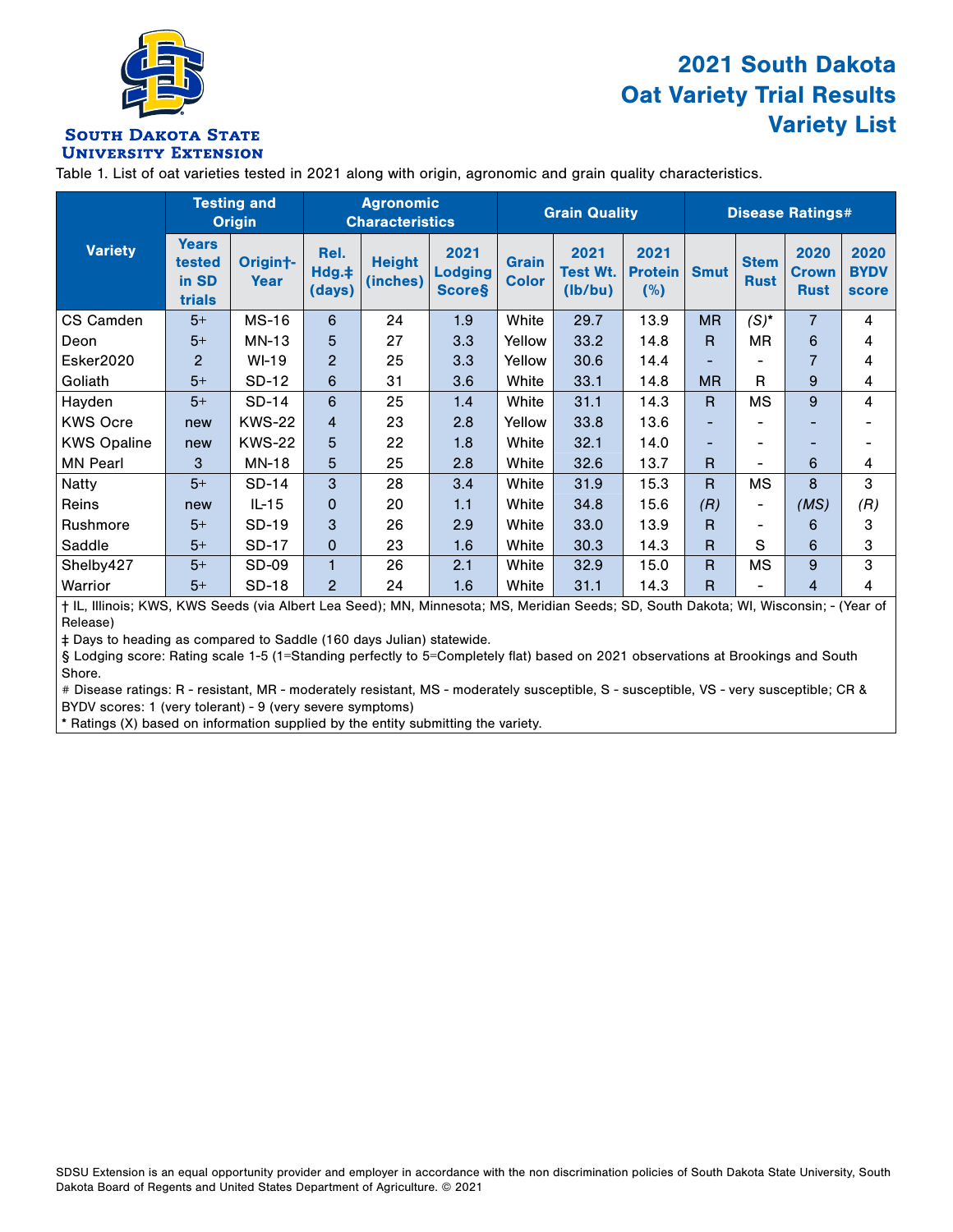South Dakota State University Extension

# 2021 South Dakota Oat Variety Trial Results Variety List

Table 1. List of oat varieties tested in 2021 along with origin, agronomic and grain quality characteristics.

| Variety | Testing and Origin | | Agronomic Characteristics | | | Grain Quality | | | Disease Ratings# | | | |
|---|---|---|---|---|---|---|---|---|---|---|---|---|
| | Years tested in SD trials | Origin†-Year | Rel. Hdg.‡ (days) | Height (inches) | 2021 Lodging Score§ | Grain Color | 2021 Test Wt. (lb/bu) | 2021 Protein (%) | Smut | Stem Rust | 2020 Crown Rust | 2020 BYDV score |
| CS Camden | 5+ | MS-16 | 6 | 24 | 1.9 | White | 29.7 | 13.9 | MR | (S)* | 7 | 4 |
| Deon | 5+ | MN-13 | 5 | 27 | 3.3 | Yellow | 33.2 | 14.8 | R | MR | 6 | 4 |
| Esker2020 | 2 | WI-19 | 2 | 25 | 3.3 | Yellow | 30.6 | 14.4 | - | - | 7 | 4 |
| Goliath | 5+ | SD-12 | 6 | 31 | 3.6 | White | 33.1 | 14.8 | MR | R | 9 | 4 |
| Hayden | 5+ | SD-14 | 6 | 25 | 1.4 | White | 31.1 | 14.3 | R | MS | 9 | 4 |
| KWS Ocre | new | KWS-22 | 4 | 23 | 2.8 | Yellow | 33.8 | 13.6 | - | - | - | - |
| KWS Opaline | new | KWS-22 | 5 | 22 | 1.8 | White | 32.1 | 14.0 | - | - | - | - |
| MN Pearl | 3 | MN-18 | 5 | 25 | 2.8 | White | 32.6 | 13.7 | R | - | 6 | 4 |
| Natty | 5+ | SD-14 | 3 | 28 | 3.4 | White | 31.9 | 15.3 | R | MS | 8 | 3 |
| Reins | new | IL-15 | 0 | 20 | 1.1 | White | 34.8 | 15.6 | (R) | - | (MS) | (R) |
| Rushmore | 5+ | SD-19 | 3 | 26 | 2.9 | White | 33.0 | 13.9 | R | - | 6 | 3 |
| Saddle | 5+ | SD-17 | 0 | 23 | 1.6 | White | 30.3 | 14.3 | R | S | 6 | 3 |
| Shelby427 | 5+ | SD-09 | 1 | 26 | 2.1 | White | 32.9 | 15.0 | R | MS | 9 | 3 |
| Warrior | 5+ | SD-18 | 2 | 24 | 1.6 | White | 31.1 | 14.3 | R | - | 4 | 4 |

† IL, Illinois; KWS, KWS Seeds (via Albert Lea Seed); MN, Minnesota; MS, Meridian Seeds; SD, South Dakota; WI, Wisconsin; - (Year of Release)

‡ Days to heading as compared to Saddle (160 days Julian) statewide.

§ Lodging score: Rating scale 1-5 (1=Standing perfectly to 5=Completely flat) based on 2021 observations at Brookings and South Shore.

# Disease ratings: R - resistant, MR - moderately resistant, MS - moderately susceptible, S - susceptible, VS - very susceptible; CR & BYDV scores: 1 (very tolerant) - 9 (very severe symptoms)

* Ratings (X) based on information supplied by the entity submitting the variety.

SDSU Extension is an equal opportunity provider and employer in accordance with the non discrimination policies of South Dakota State University, South Dakota Board of Regents and United States Department of Agriculture. © 2021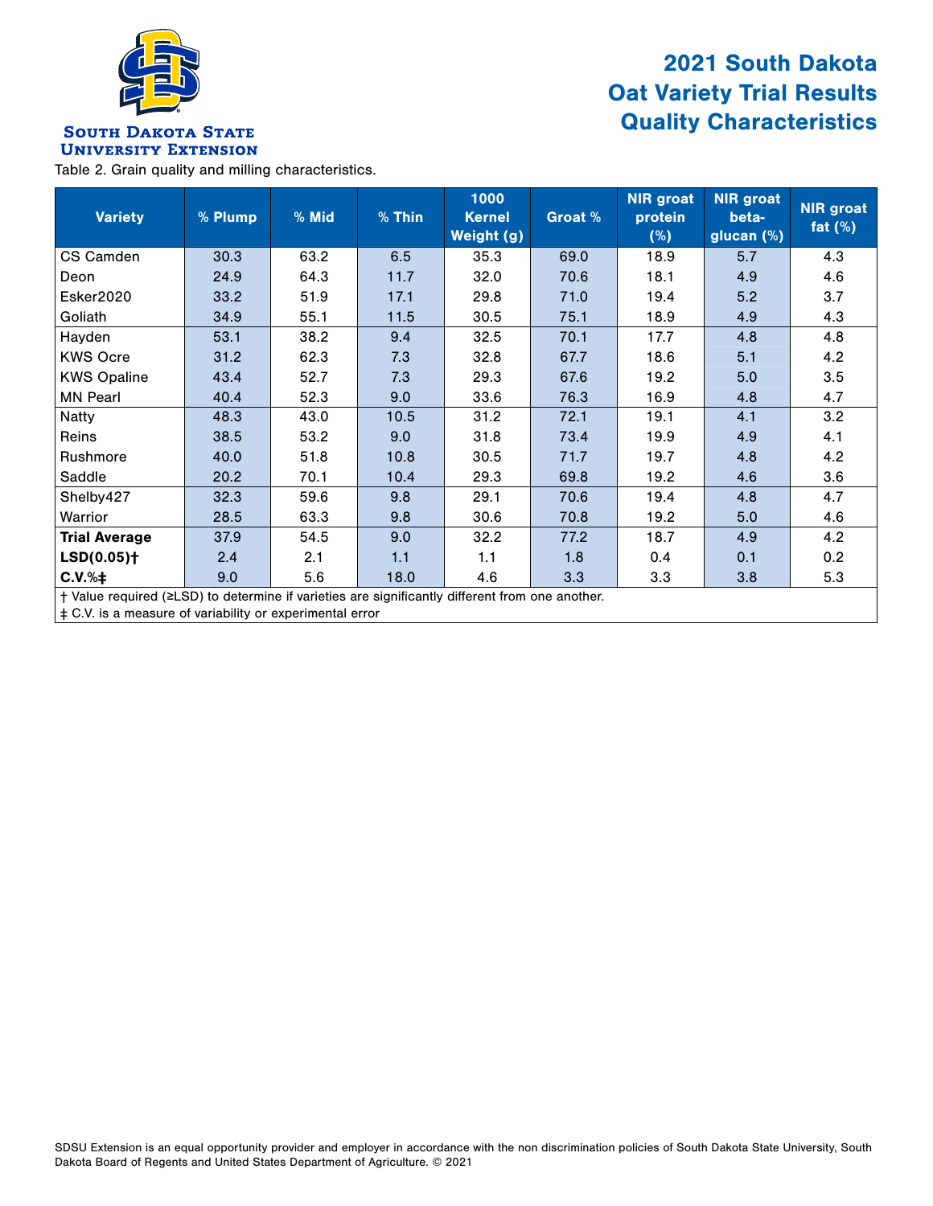**South Dakota State University Extension**

# 2021 South Dakota Oat Variety Trial Results Quality Characteristics

Table 2. Grain quality and milling characteristics.

| Variety | % Plump | % Mid | % Thin | 1000 Kernel Weight (g) | Groat % | NIR groat protein (%) | NIR groat beta-glucan (%) | NIR groat fat (%) |
|---|---|---|---|---|---|---|---|---|
| CS Camden | 30.3 | 63.2 | 6.5 | 35.3 | 69.0 | 18.9 | 5.7 | 4.3 |
| Deon | 24.9 | 64.3 | 11.7 | 32.0 | 70.6 | 18.1 | 4.9 | 4.6 |
| Esker2020 | 33.2 | 51.9 | 17.1 | 29.8 | 71.0 | 19.4 | 5.2 | 3.7 |
| Goliath | 34.9 | 55.1 | 11.5 | 30.5 | 75.1 | 18.9 | 4.9 | 4.3 |
| Hayden | 53.1 | 38.2 | 9.4 | 32.5 | 70.1 | 17.7 | 4.8 | 4.8 |
| KWS Ocre | 31.2 | 62.3 | 7.3 | 32.8 | 67.7 | 18.6 | 5.1 | 4.2 |
| KWS Opaline | 43.4 | 52.7 | 7.3 | 29.3 | 67.6 | 19.2 | 5.0 | 3.5 |
| MN Pearl | 40.4 | 52.3 | 9.0 | 33.6 | 76.3 | 16.9 | 4.8 | 4.7 |
| Natty | 48.3 | 43.0 | 10.5 | 31.2 | 72.1 | 19.1 | 4.1 | 3.2 |
| Reins | 38.5 | 53.2 | 9.0 | 31.8 | 73.4 | 19.9 | 4.9 | 4.1 |
| Rushmore | 40.0 | 51.8 | 10.8 | 30.5 | 71.7 | 19.7 | 4.8 | 4.2 |
| Saddle | 20.2 | 70.1 | 10.4 | 29.3 | 69.8 | 19.2 | 4.6 | 3.6 |
| Shelby427 | 32.3 | 59.6 | 9.8 | 29.1 | 70.6 | 19.4 | 4.8 | 4.7 |
| Warrior | 28.5 | 63.3 | 9.8 | 30.6 | 70.8 | 19.2 | 5.0 | 4.6 |
| **Trial Average** | 37.9 | 54.5 | 9.0 | 32.2 | 77.2 | 18.7 | 4.9 | 4.2 |
| **LSD(0.05)†** | 2.4 | 2.1 | 1.1 | 1.1 | 1.8 | 0.4 | 0.1 | 0.2 |
| **C.V.%‡** | 9.0 | 5.6 | 18.0 | 4.6 | 3.3 | 3.3 | 3.8 | 5.3 |

† Value required (≥LSD) to determine if varieties are significantly different from one another.
‡ C.V. is a measure of variability or experimental error

SDSU Extension is an equal opportunity provider and employer in accordance with the non discrimination policies of South Dakota State University, South Dakota Board of Regents and United States Department of Agriculture. © 2021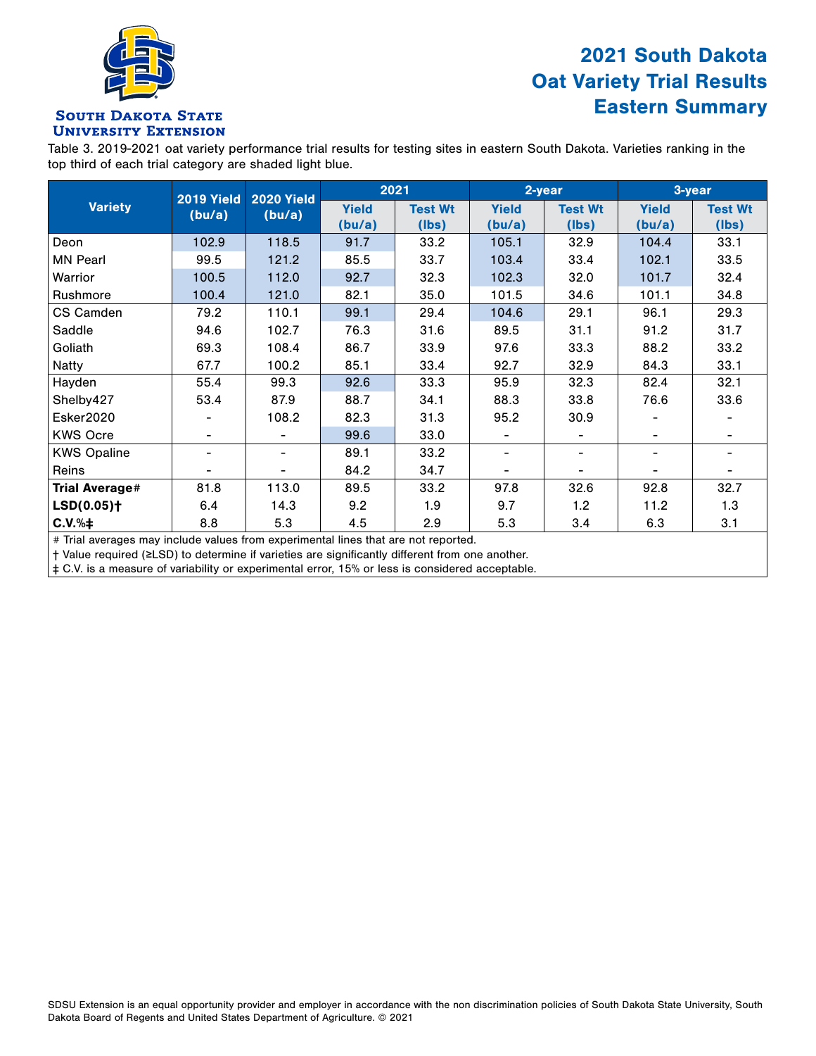South Dakota State University Extension

# 2021 South Dakota Oat Variety Trial Results Eastern Summary

Table 3. 2019-2021 oat variety performance trial results for testing sites in eastern South Dakota. Varieties ranking in the top third of each trial category are shaded light blue.

| Variety | 2019 Yield (bu/a) | 2020 Yield (bu/a) | 2021 | | 2-year | | 3-year | |
|---|---|---|---|---|---|---|---|---|
| | | | Yield (bu/a) | Test Wt (lbs) | Yield (bu/a) | Test Wt (lbs) | Yield (bu/a) | Test Wt (lbs) |
| Deon | 102.9 | 118.5 | 91.7 | 33.2 | 105.1 | 32.9 | 104.4 | 33.1 |
| MN Pearl | 99.5 | 121.2 | 85.5 | 33.7 | 103.4 | 33.4 | 102.1 | 33.5 |
| Warrior | 100.5 | 112.0 | 92.7 | 32.3 | 102.3 | 32.0 | 101.7 | 32.4 |
| Rushmore | 100.4 | 121.0 | 82.1 | 35.0 | 101.5 | 34.6 | 101.1 | 34.8 |
| CS Camden | 79.2 | 110.1 | 99.1 | 29.4 | 104.6 | 29.1 | 96.1 | 29.3 |
| Saddle | 94.6 | 102.7 | 76.3 | 31.6 | 89.5 | 31.1 | 91.2 | 31.7 |
| Goliath | 69.3 | 108.4 | 86.7 | 33.9 | 97.6 | 33.3 | 88.2 | 33.2 |
| Natty | 67.7 | 100.2 | 85.1 | 33.4 | 92.7 | 32.9 | 84.3 | 33.1 |
| Hayden | 55.4 | 99.3 | 92.6 | 33.3 | 95.9 | 32.3 | 82.4 | 32.1 |
| Shelby427 | 53.4 | 87.9 | 88.7 | 34.1 | 88.3 | 33.8 | 76.6 | 33.6 |
| Esker2020 | - | 108.2 | 82.3 | 31.3 | 95.2 | 30.9 | - | - |
| KWS Ocre | - | - | 99.6 | 33.0 | - | - | - | - |
| KWS Opaline | - | - | 89.1 | 33.2 | - | - | - | - |
| Reins | - | - | 84.2 | 34.7 | - | - | - | - |
| **Trial Average#** | 81.8 | 113.0 | 89.5 | 33.2 | 97.8 | 32.6 | 92.8 | 32.7 |
| **LSD(0.05)†** | 6.4 | 14.3 | 9.2 | 1.9 | 9.7 | 1.2 | 11.2 | 1.3 |
| **C.V.%‡** | 8.8 | 5.3 | 4.5 | 2.9 | 5.3 | 3.4 | 6.3 | 3.1 |

\# Trial averages may include values from experimental lines that are not reported.
† Value required (≥LSD) to determine if varieties are significantly different from one another.
‡ C.V. is a measure of variability or experimental error, 15% or less is considered acceptable.

SDSU Extension is an equal opportunity provider and employer in accordance with the non discrimination policies of South Dakota State University, South Dakota Board of Regents and United States Department of Agriculture. © 2021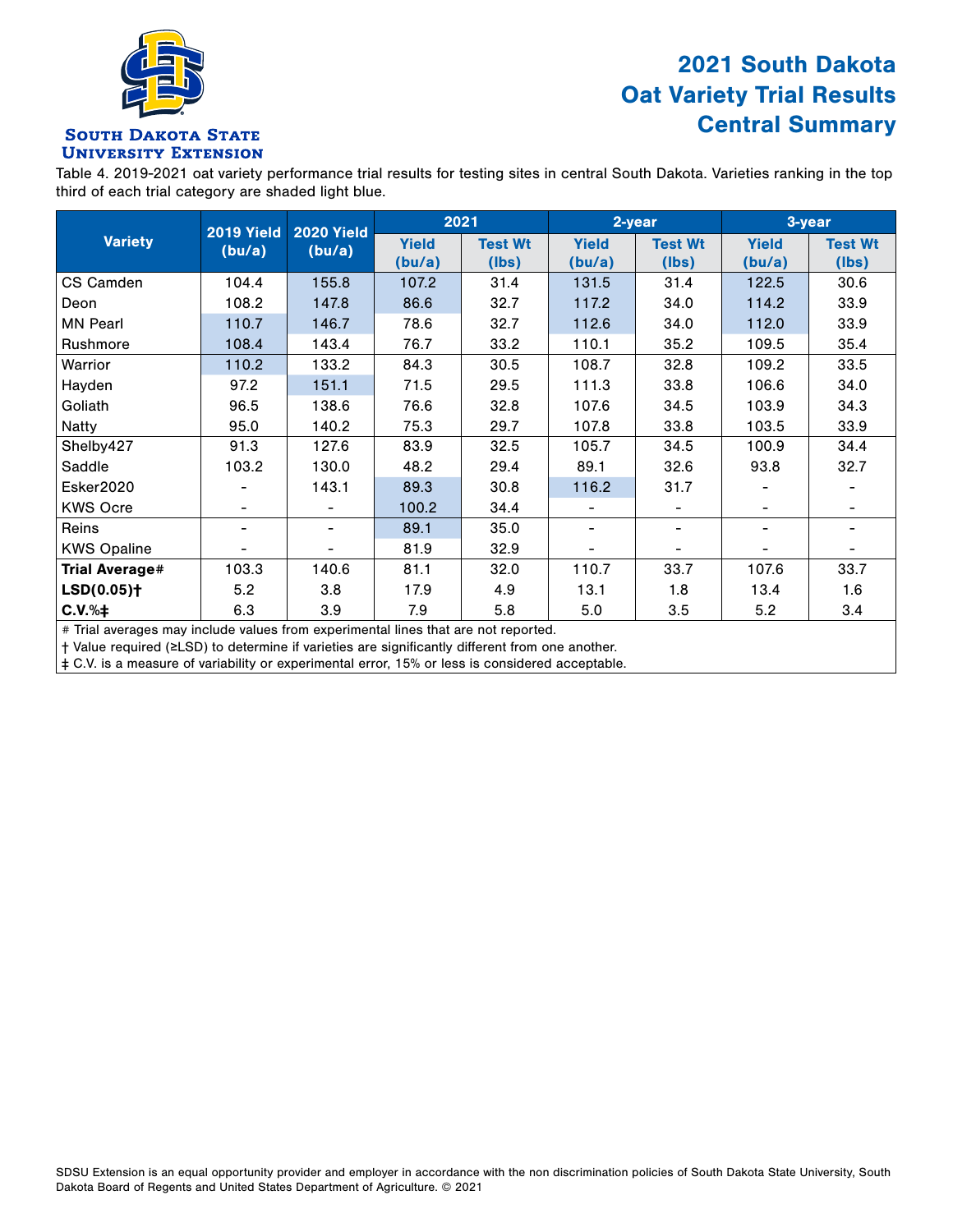# 2021 South Dakota Oat Variety Trial Results Central Summary

South Dakota State University Extension

Table 4. 2019-2021 oat variety performance trial results for testing sites in central South Dakota. Varieties ranking in the top third of each trial category are shaded light blue.

| Variety | 2019 Yield (bu/a) | 2020 Yield (bu/a) | 2021 | | 2-year | | 3-year | |
|---|---|---|---|---|---|---|---|---|
| | | | Yield (bu/a) | Test Wt (lbs) | Yield (bu/a) | Test Wt (lbs) | Yield (bu/a) | Test Wt (lbs) |
| CS Camden | 104.4 | 155.8 | 107.2 | 31.4 | 131.5 | 31.4 | 122.5 | 30.6 |
| Deon | 108.2 | 147.8 | 86.6 | 32.7 | 117.2 | 34.0 | 114.2 | 33.9 |
| MN Pearl | 110.7 | 146.7 | 78.6 | 32.7 | 112.6 | 34.0 | 112.0 | 33.9 |
| Rushmore | 108.4 | 143.4 | 76.7 | 33.2 | 110.1 | 35.2 | 109.5 | 35.4 |
| Warrior | 110.2 | 133.2 | 84.3 | 30.5 | 108.7 | 32.8 | 109.2 | 33.5 |
| Hayden | 97.2 | 151.1 | 71.5 | 29.5 | 111.3 | 33.8 | 106.6 | 34.0 |
| Goliath | 96.5 | 138.6 | 76.6 | 32.8 | 107.6 | 34.5 | 103.9 | 34.3 |
| Natty | 95.0 | 140.2 | 75.3 | 29.7 | 107.8 | 33.8 | 103.5 | 33.9 |
| Shelby427 | 91.3 | 127.6 | 83.9 | 32.5 | 105.7 | 34.5 | 100.9 | 34.4 |
| Saddle | 103.2 | 130.0 | 48.2 | 29.4 | 89.1 | 32.6 | 93.8 | 32.7 |
| Esker2020 | - | 143.1 | 89.3 | 30.8 | 116.2 | 31.7 | - | - |
| KWS Ocre | - | - | 100.2 | 34.4 | - | - | - | - |
| Reins | - | - | 89.1 | 35.0 | - | - | - | - |
| KWS Opaline | - | - | 81.9 | 32.9 | - | - | - | - |
| **Trial Average#** | 103.3 | 140.6 | 81.1 | 32.0 | 110.7 | 33.7 | 107.6 | 33.7 |
| **LSD(0.05)†** | 5.2 | 3.8 | 17.9 | 4.9 | 13.1 | 1.8 | 13.4 | 1.6 |
| **C.V.%‡** | 6.3 | 3.9 | 7.9 | 5.8 | 5.0 | 3.5 | 5.2 | 3.4 |

# Trial averages may include values from experimental lines that are not reported.

† Value required (≥LSD) to determine if varieties are significantly different from one another.

‡ C.V. is a measure of variability or experimental error, 15% or less is considered acceptable.

SDSU Extension is an equal opportunity provider and employer in accordance with the non discrimination policies of South Dakota State University, South Dakota Board of Regents and United States Department of Agriculture. © 2021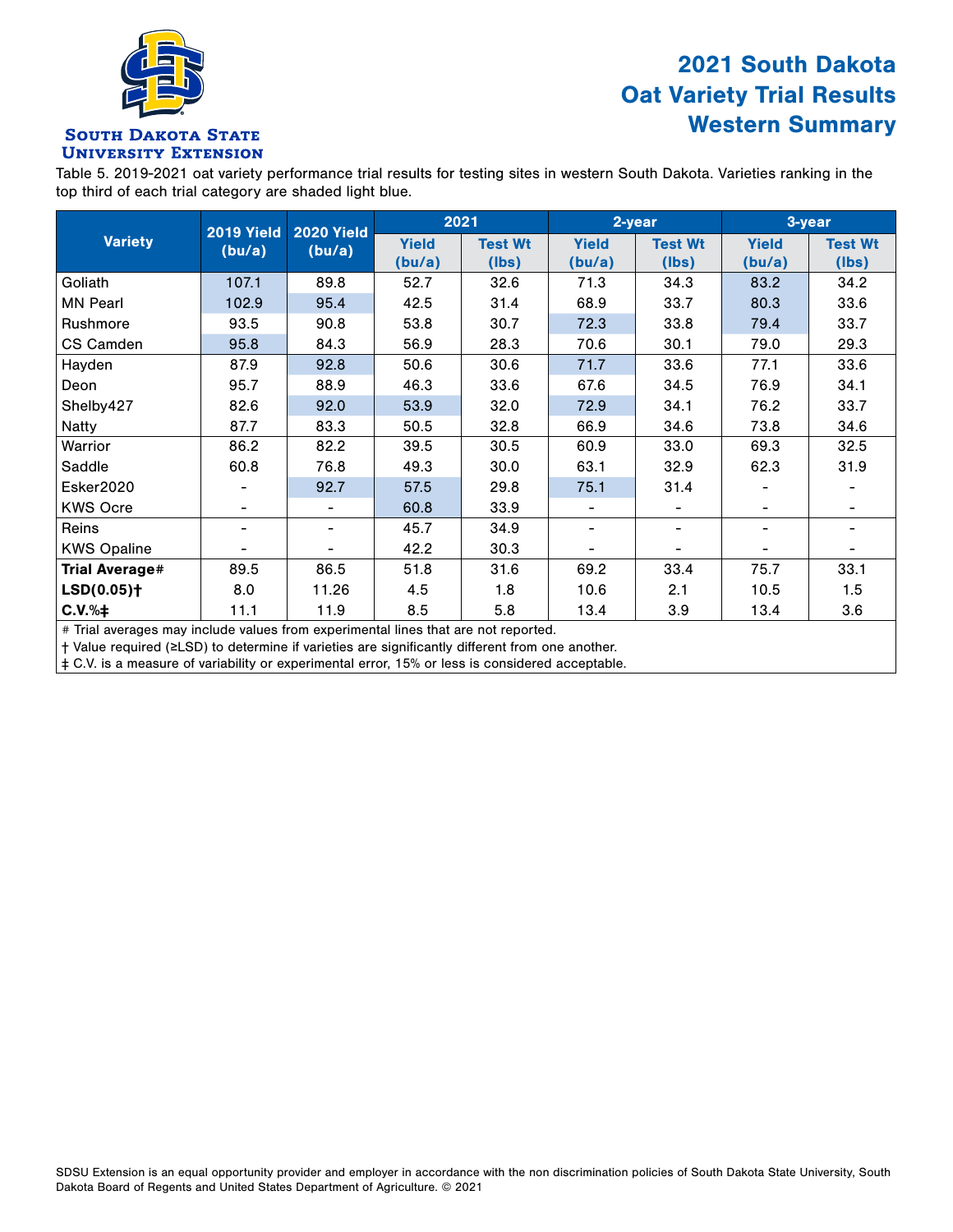South Dakota State University Extension

# 2021 South Dakota Oat Variety Trial Results Western Summary

Table 5. 2019-2021 oat variety performance trial results for testing sites in western South Dakota. Varieties ranking in the top third of each trial category are shaded light blue.

| Variety | 2019 Yield (bu/a) | 2020 Yield (bu/a) | 2021 | | 2-year | | 3-year | |
|---|---|---|---|---|---|---|---|---|
| | | | Yield (bu/a) | Test Wt (lbs) | Yield (bu/a) | Test Wt (lbs) | Yield (bu/a) | Test Wt (lbs) |
| Goliath | 107.1 | 89.8 | 52.7 | 32.6 | 71.3 | 34.3 | 83.2 | 34.2 |
| MN Pearl | 102.9 | 95.4 | 42.5 | 31.4 | 68.9 | 33.7 | 80.3 | 33.6 |
| Rushmore | 93.5 | 90.8 | 53.8 | 30.7 | 72.3 | 33.8 | 79.4 | 33.7 |
| CS Camden | 95.8 | 84.3 | 56.9 | 28.3 | 70.6 | 30.1 | 79.0 | 29.3 |
| Hayden | 87.9 | 92.8 | 50.6 | 30.6 | 71.7 | 33.6 | 77.1 | 33.6 |
| Deon | 95.7 | 88.9 | 46.3 | 33.6 | 67.6 | 34.5 | 76.9 | 34.1 |
| Shelby427 | 82.6 | 92.0 | 53.9 | 32.0 | 72.9 | 34.1 | 76.2 | 33.7 |
| Natty | 87.7 | 83.3 | 50.5 | 32.8 | 66.9 | 34.6 | 73.8 | 34.6 |
| Warrior | 86.2 | 82.2 | 39.5 | 30.5 | 60.9 | 33.0 | 69.3 | 32.5 |
| Saddle | 60.8 | 76.8 | 49.3 | 30.0 | 63.1 | 32.9 | 62.3 | 31.9 |
| Esker2020 | - | 92.7 | 57.5 | 29.8 | 75.1 | 31.4 | - | - |
| KWS Ocre | - | - | 60.8 | 33.9 | - | - | - | - |
| Reins | - | - | 45.7 | 34.9 | - | - | - | - |
| KWS Opaline | - | - | 42.2 | 30.3 | - | - | - | - |
| **Trial Average#** | 89.5 | 86.5 | 51.8 | 31.6 | 69.2 | 33.4 | 75.7 | 33.1 |
| **LSD(0.05)†** | 8.0 | 11.26 | 4.5 | 1.8 | 10.6 | 2.1 | 10.5 | 1.5 |
| **C.V.%‡** | 11.1 | 11.9 | 8.5 | 5.8 | 13.4 | 3.9 | 13.4 | 3.6 |

\# Trial averages may include values from experimental lines that are not reported.
† Value required (≥LSD) to determine if varieties are significantly different from one another.
‡ C.V. is a measure of variability or experimental error, 15% or less is considered acceptable.

SDSU Extension is an equal opportunity provider and employer in accordance with the non discrimination policies of South Dakota State University, South Dakota Board of Regents and United States Department of Agriculture. © 2021